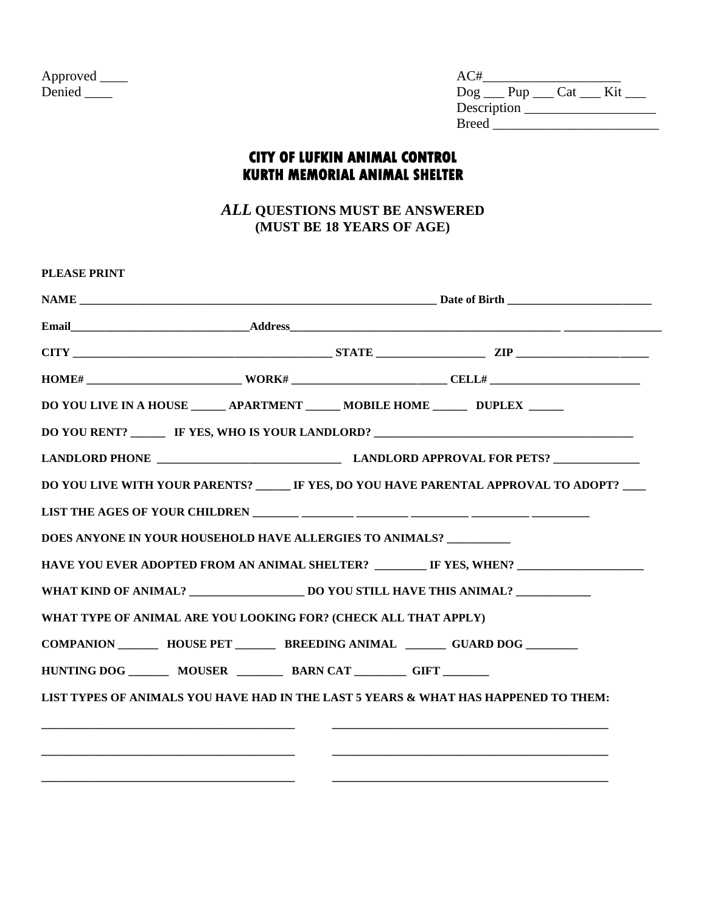Approved ____
Denied ____

AC#____________________
Dog ___ Pup ___ Cat ___ Kit ___
Description ___________________
Breed _________________________

# CITY OF LUFKIN ANIMAL CONTROL
# KURTH MEMORIAL ANIMAL SHELTER

### *ALL* QUESTIONS MUST BE ANSWERED
### (MUST BE 18 YEARS OF AGE)

**PLEASE PRINT**

**NAME** _________________________________________________________________ **Date of Birth** _________________________

**Email**_______________________________**Address**________________________________________________ _________________

**CITY** ______________________________________________ **STATE** ___________________ **ZIP** _______________________

**HOME#** __________________________ **WORK#** _________________________ **CELL#** _________________________

**DO YOU LIVE IN A HOUSE** ______ **APARTMENT** ______ **MOBILE HOME** ______ **DUPLEX** ______

**DO YOU RENT?** ______ **IF YES, WHO IS YOUR LANDLORD?** _____________________________________________

**LANDLORD PHONE** _______________________________ **LANDLORD APPROVAL FOR PETS?** _______________

**DO YOU LIVE WITH YOUR PARENTS?** ______ **IF YES, DO YOU HAVE PARENTAL APPROVAL TO ADOPT?** ____

**LIST THE AGES OF YOUR CHILDREN** ________ _________ _________ __________ __________ __________

**DOES ANYONE IN YOUR HOUSEHOLD HAVE ALLERGIES TO ANIMALS?** ___________

**HAVE YOU EVER ADOPTED FROM AN ANIMAL SHELTER?** _________ **IF YES, WHEN?** ______________________

**WHAT KIND OF ANIMAL?** ___________________ **DO YOU STILL HAVE THIS ANIMAL?** _____________

**WHAT TYPE OF ANIMAL ARE YOU LOOKING FOR? (CHECK ALL THAT APPLY)**

**COMPANION** _______ **HOUSE PET** _______ **BREEDING ANIMAL** _______ **GUARD DOG** _________

**HUNTING DOG** _______ **MOUSER** ________ **BARN CAT** _________ **GIFT** ________

**LIST TYPES OF ANIMALS YOU HAVE HAD IN THE LAST 5 YEARS & WHAT HAS HAPPENED TO THEM:**

__________________________________________ ______________________________________________

__________________________________________ ______________________________________________

__________________________________________ ______________________________________________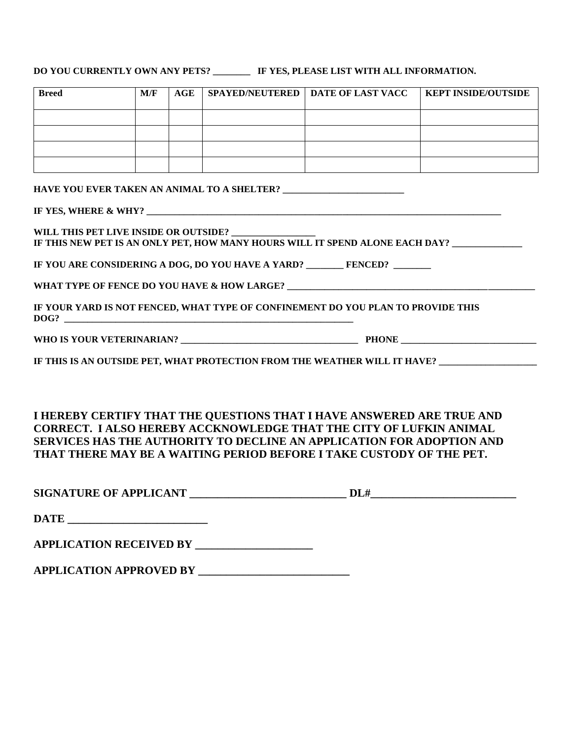**DO YOU CURRENTLY OWN ANY PETS? ________ IF YES, PLEASE LIST WITH ALL INFORMATION.**

| Breed | M/F | AGE | SPAYED/NEUTERED | DATE OF LAST VACC | KEPT INSIDE/OUTSIDE |
|---|---|---|---|---|---|
| | | | | | |
| | | | | | |
| | | | | | |
| | | | | | |

**HAVE YOU EVER TAKEN AN ANIMAL TO A SHELTER? __________________________**

**IF YES, WHERE & WHY? ________________________________________________________________________________**

**WILL THIS PET LIVE INSIDE OR OUTSIDE? __________________**
**IF THIS NEW PET IS AN ONLY PET, HOW MANY HOURS WILL IT SPEND ALONE EACH DAY? _______________**

**IF YOU ARE CONSIDERING A DOG, DO YOU HAVE A YARD? ________ FENCED? ________**

**WHAT TYPE OF FENCE DO YOU HAVE & HOW LARGE? __________________________________________________________**

**IF YOUR YARD IS NOT FENCED, WHAT TYPE OF CONFINEMENT DO YOU PLAN TO PROVIDE THIS DOG? _________________________________________________________________**

**WHO IS YOUR VETERINARIAN? ______________________________________ PHONE _____________________________**

**IF THIS IS AN OUTSIDE PET, WHAT PROTECTION FROM THE WEATHER WILL IT HAVE? _____________________**

**I HEREBY CERTIFY THAT THE QUESTIONS THAT I HAVE ANSWERED ARE TRUE AND CORRECT. I ALSO HEREBY ACCKNOWLEDGE THAT THE CITY OF LUFKIN ANIMAL SERVICES HAS THE AUTHORITY TO DECLINE AN APPLICATION FOR ADOPTION AND THAT THERE MAY BE A WAITING PERIOD BEFORE I TAKE CUSTODY OF THE PET.**

**SIGNATURE OF APPLICANT ____________________________ DL#__________________________**

**DATE _________________________**

**APPLICATION RECEIVED BY _____________________**

**APPLICATION APPROVED BY ___________________________**